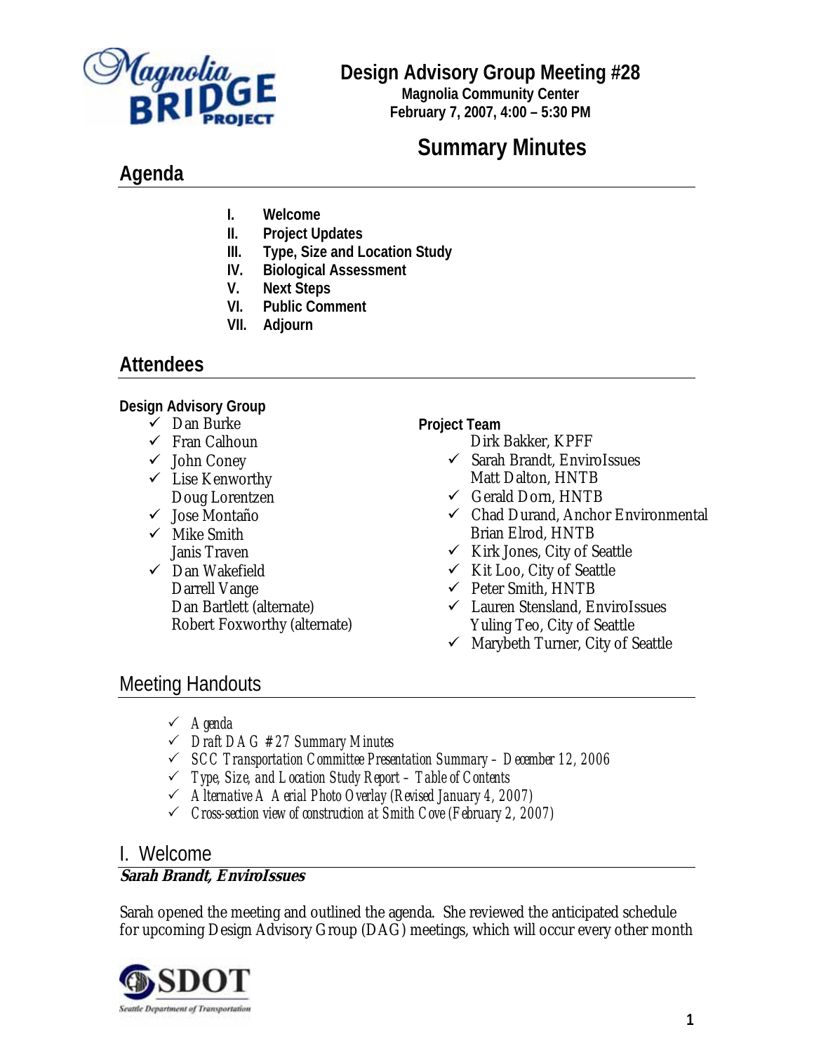# Design Advisory Group Meeting #28

**Magnolia Community Center**
**February 7, 2007, 4:00 – 5:30 PM**

# Summary Minutes

## Agenda

- **I. Welcome**
- **II. Project Updates**
- **III. Type, Size and Location Study**
- **IV. Biological Assessment**
- **V. Next Steps**
- **VI. Public Comment**
- **VII. Adjourn**

## Attendees

**Design Advisory Group**

- ✓ Dan Burke
- ✓ Fran Calhoun
- ✓ John Coney
- ✓ Lise Kenworthy
- Doug Lorentzen
- ✓ Jose Montaño
- ✓ Mike Smith
- Janis Traven
- ✓ Dan Wakefield
- Darrell Vange
- Dan Bartlett (alternate)
- Robert Foxworthy (alternate)

**Project Team**

- Dirk Bakker, KPFF
- ✓ Sarah Brandt, EnviroIssues
- Matt Dalton, HNTB
- ✓ Gerald Dorn, HNTB
- ✓ Chad Durand, Anchor Environmental
- Brian Elrod, HNTB
- ✓ Kirk Jones, City of Seattle
- ✓ Kit Loo, City of Seattle
- ✓ Peter Smith, HNTB
- ✓ Lauren Stensland, EnviroIssues
- Yuling Teo, City of Seattle
- ✓ Marybeth Turner, City of Seattle

## Meeting Handouts

- ✓ *Agenda*
- ✓ *Draft DAG #27 Summary Minutes*
- ✓ *SCC Transportation Committee Presentation Summary – December 12, 2006*
- ✓ *Type, Size, and Location Study Report – Table of Contents*
- ✓ *Alternative A Aerial Photo Overlay (Revised January 4, 2007)*
- ✓ *Cross-section view of construction at Smith Cove (February 2, 2007)*

## I. Welcome

***Sarah Brandt, EnviroIssues***

Sarah opened the meeting and outlined the agenda. She reviewed the anticipated schedule for upcoming Design Advisory Group (DAG) meetings, which will occur every other month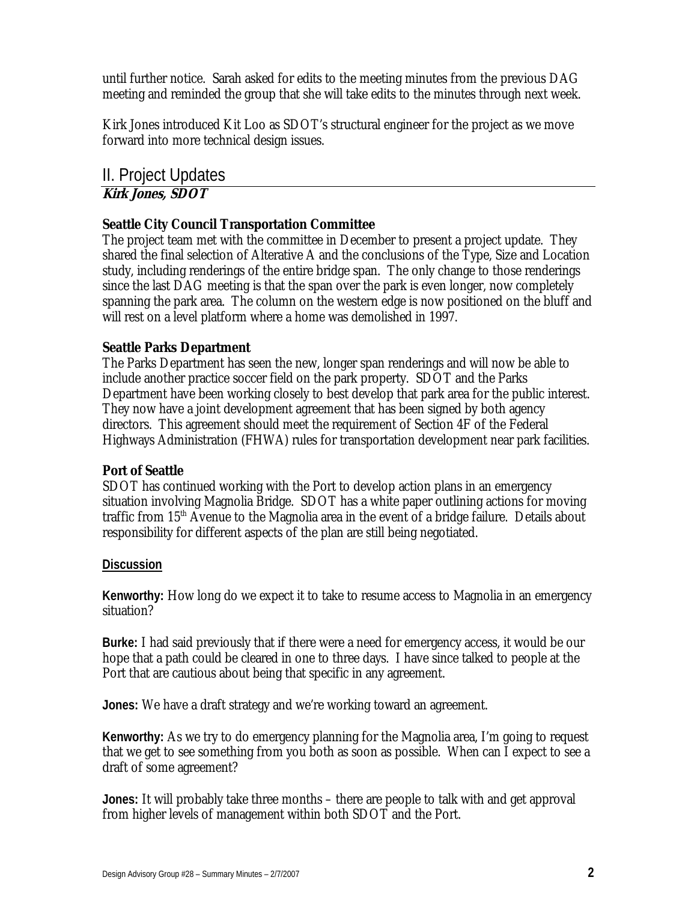until further notice. Sarah asked for edits to the meeting minutes from the previous DAG meeting and reminded the group that she will take edits to the minutes through next week.

Kirk Jones introduced Kit Loo as SDOT's structural engineer for the project as we move forward into more technical design issues.

## II. Project Updates

***Kirk Jones, SDOT***

### Seattle City Council Transportation Committee

The project team met with the committee in December to present a project update. They shared the final selection of Alterative A and the conclusions of the Type, Size and Location study, including renderings of the entire bridge span. The only change to those renderings since the last DAG meeting is that the span over the park is even longer, now completely spanning the park area. The column on the western edge is now positioned on the bluff and will rest on a level platform where a home was demolished in 1997.

### Seattle Parks Department

The Parks Department has seen the new, longer span renderings and will now be able to include another practice soccer field on the park property. SDOT and the Parks Department have been working closely to best develop that park area for the public interest. They now have a joint development agreement that has been signed by both agency directors. This agreement should meet the requirement of Section 4F of the Federal Highways Administration (FHWA) rules for transportation development near park facilities.

### Port of Seattle

SDOT has continued working with the Port to develop action plans in an emergency situation involving Magnolia Bridge. SDOT has a white paper outlining actions for moving traffic from 15th Avenue to the Magnolia area in the event of a bridge failure. Details about responsibility for different aspects of the plan are still being negotiated.

**Discussion**

**Kenworthy:** How long do we expect it to take to resume access to Magnolia in an emergency situation?

**Burke:** I had said previously that if there were a need for emergency access, it would be our hope that a path could be cleared in one to three days. I have since talked to people at the Port that are cautious about being that specific in any agreement.

**Jones:** We have a draft strategy and we're working toward an agreement.

**Kenworthy:** As we try to do emergency planning for the Magnolia area, I'm going to request that we get to see something from you both as soon as possible. When can I expect to see a draft of some agreement?

**Jones:** It will probably take three months – there are people to talk with and get approval from higher levels of management within both SDOT and the Port.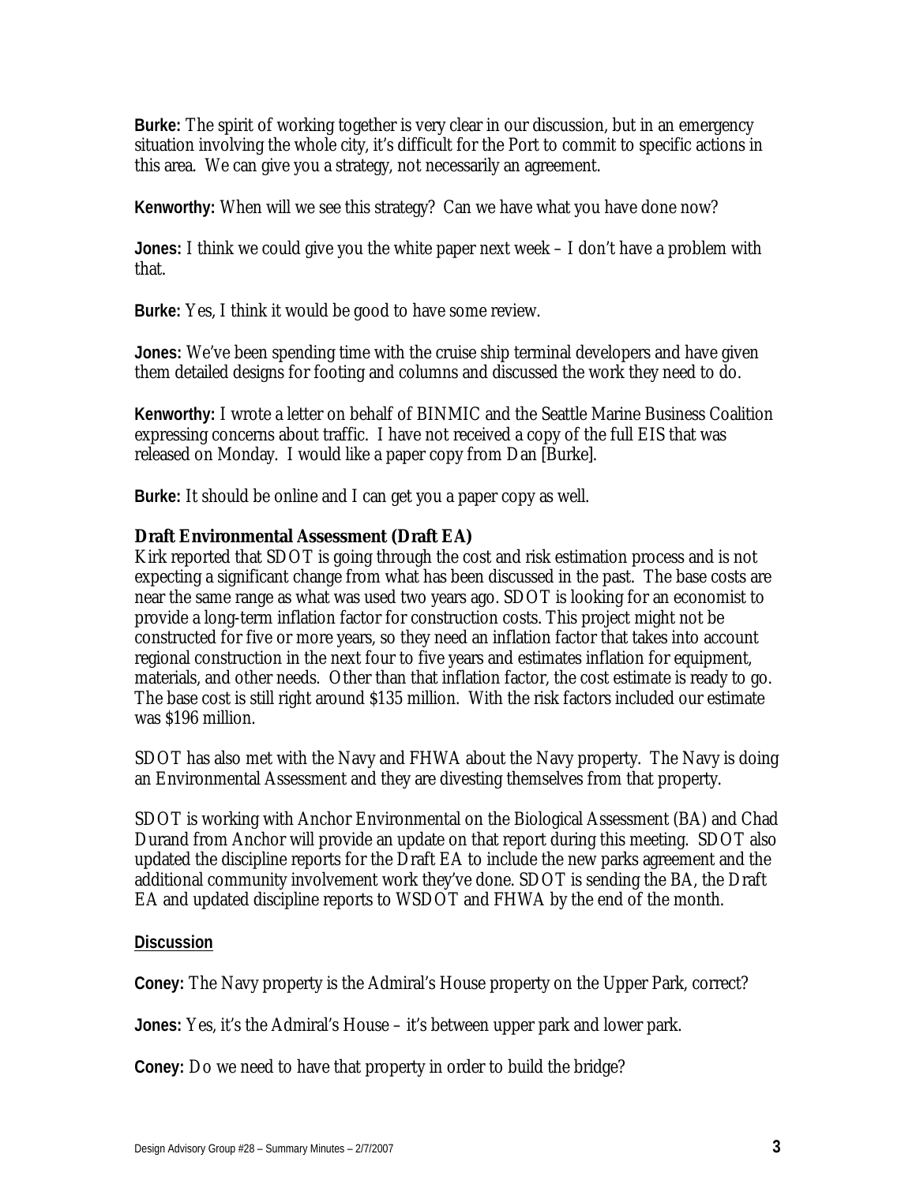**Burke:** The spirit of working together is very clear in our discussion, but in an emergency situation involving the whole city, it's difficult for the Port to commit to specific actions in this area. We can give you a strategy, not necessarily an agreement.

**Kenworthy:** When will we see this strategy? Can we have what you have done now?

**Jones:** I think we could give you the white paper next week – I don't have a problem with that.

**Burke:** Yes, I think it would be good to have some review.

**Jones:** We've been spending time with the cruise ship terminal developers and have given them detailed designs for footing and columns and discussed the work they need to do.

**Kenworthy:** I wrote a letter on behalf of BINMIC and the Seattle Marine Business Coalition expressing concerns about traffic. I have not received a copy of the full EIS that was released on Monday. I would like a paper copy from Dan [Burke].

**Burke:** It should be online and I can get you a paper copy as well.

### Draft Environmental Assessment (Draft EA)

Kirk reported that SDOT is going through the cost and risk estimation process and is not expecting a significant change from what has been discussed in the past. The base costs are near the same range as what was used two years ago. SDOT is looking for an economist to provide a long-term inflation factor for construction costs. This project might not be constructed for five or more years, so they need an inflation factor that takes into account regional construction in the next four to five years and estimates inflation for equipment, materials, and other needs. Other than that inflation factor, the cost estimate is ready to go. The base cost is still right around $135 million. With the risk factors included our estimate was $196 million.

SDOT has also met with the Navy and FHWA about the Navy property. The Navy is doing an Environmental Assessment and they are divesting themselves from that property.

SDOT is working with Anchor Environmental on the Biological Assessment (BA) and Chad Durand from Anchor will provide an update on that report during this meeting. SDOT also updated the discipline reports for the Draft EA to include the new parks agreement and the additional community involvement work they've done. SDOT is sending the BA, the Draft EA and updated discipline reports to WSDOT and FHWA by the end of the month.

**Discussion**

**Coney:** The Navy property is the Admiral's House property on the Upper Park, correct?

**Jones:** Yes, it's the Admiral's House – it's between upper park and lower park.

**Coney:** Do we need to have that property in order to build the bridge?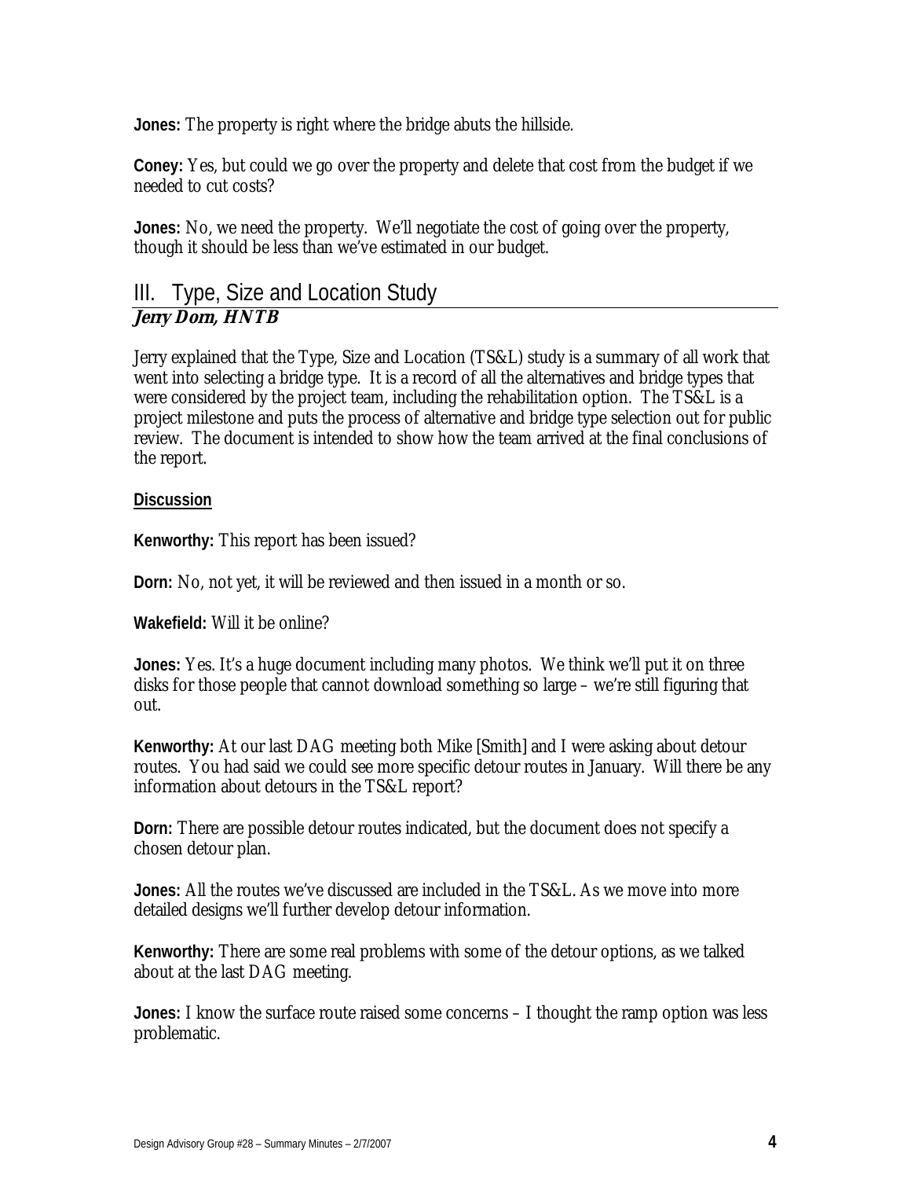**Jones:** The property is right where the bridge abuts the hillside.

**Coney:** Yes, but could we go over the property and delete that cost from the budget if we needed to cut costs?

**Jones:** No, we need the property. We'll negotiate the cost of going over the property, though it should be less than we've estimated in our budget.

## III. Type, Size and Location Study

***Jerry Dorn, HNTB***

Jerry explained that the Type, Size and Location (TS&L) study is a summary of all work that went into selecting a bridge type. It is a record of all the alternatives and bridge types that were considered by the project team, including the rehabilitation option. The TS&L is a project milestone and puts the process of alternative and bridge type selection out for public review. The document is intended to show how the team arrived at the final conclusions of the report.

**Discussion**

**Kenworthy:** This report has been issued?

**Dorn:** No, not yet, it will be reviewed and then issued in a month or so.

**Wakefield:** Will it be online?

**Jones:** Yes. It's a huge document including many photos. We think we'll put it on three disks for those people that cannot download something so large – we're still figuring that out.

**Kenworthy:** At our last DAG meeting both Mike [Smith] and I were asking about detour routes. You had said we could see more specific detour routes in January. Will there be any information about detours in the TS&L report?

**Dorn:** There are possible detour routes indicated, but the document does not specify a chosen detour plan.

**Jones:** All the routes we've discussed are included in the TS&L. As we move into more detailed designs we'll further develop detour information.

**Kenworthy:** There are some real problems with some of the detour options, as we talked about at the last DAG meeting.

**Jones:** I know the surface route raised some concerns – I thought the ramp option was less problematic.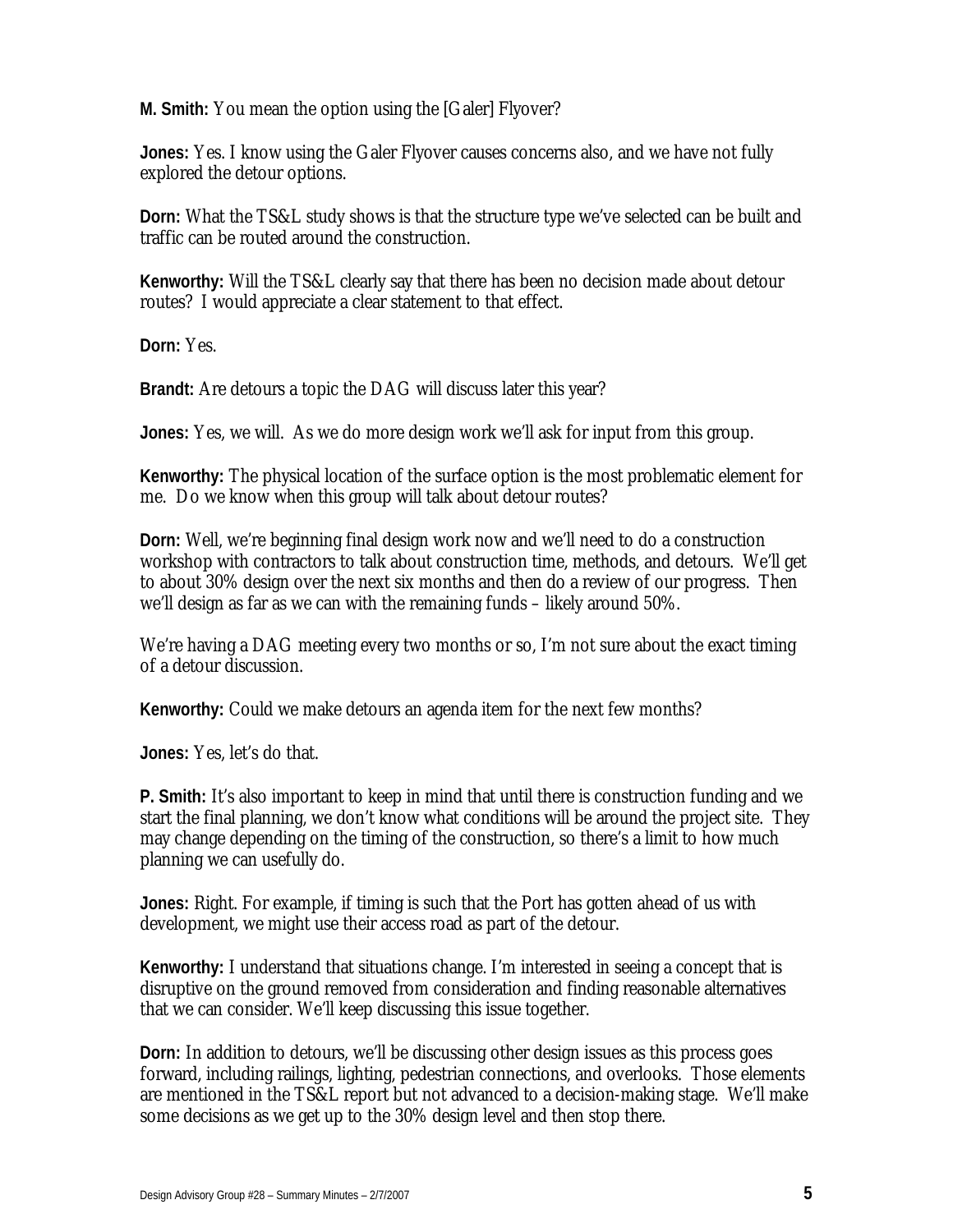**M. Smith:** You mean the option using the [Galer] Flyover?

**Jones:** Yes. I know using the Galer Flyover causes concerns also, and we have not fully explored the detour options.

**Dorn:** What the TS&L study shows is that the structure type we've selected can be built and traffic can be routed around the construction.

**Kenworthy:** Will the TS&L clearly say that there has been no decision made about detour routes? I would appreciate a clear statement to that effect.

**Dorn:** Yes.

**Brandt:** Are detours a topic the DAG will discuss later this year?

**Jones:** Yes, we will. As we do more design work we'll ask for input from this group.

**Kenworthy:** The physical location of the surface option is the most problematic element for me. Do we know when this group will talk about detour routes?

**Dorn:** Well, we're beginning final design work now and we'll need to do a construction workshop with contractors to talk about construction time, methods, and detours. We'll get to about 30% design over the next six months and then do a review of our progress. Then we'll design as far as we can with the remaining funds – likely around 50%.

We're having a DAG meeting every two months or so, I'm not sure about the exact timing of a detour discussion.

**Kenworthy:** Could we make detours an agenda item for the next few months?

**Jones:** Yes, let's do that.

**P. Smith:** It's also important to keep in mind that until there is construction funding and we start the final planning, we don't know what conditions will be around the project site. They may change depending on the timing of the construction, so there's a limit to how much planning we can usefully do.

**Jones:** Right. For example, if timing is such that the Port has gotten ahead of us with development, we might use their access road as part of the detour.

**Kenworthy:** I understand that situations change. I'm interested in seeing a concept that is disruptive on the ground removed from consideration and finding reasonable alternatives that we can consider. We'll keep discussing this issue together.

**Dorn:** In addition to detours, we'll be discussing other design issues as this process goes forward, including railings, lighting, pedestrian connections, and overlooks. Those elements are mentioned in the TS&L report but not advanced to a decision-making stage. We'll make some decisions as we get up to the 30% design level and then stop there.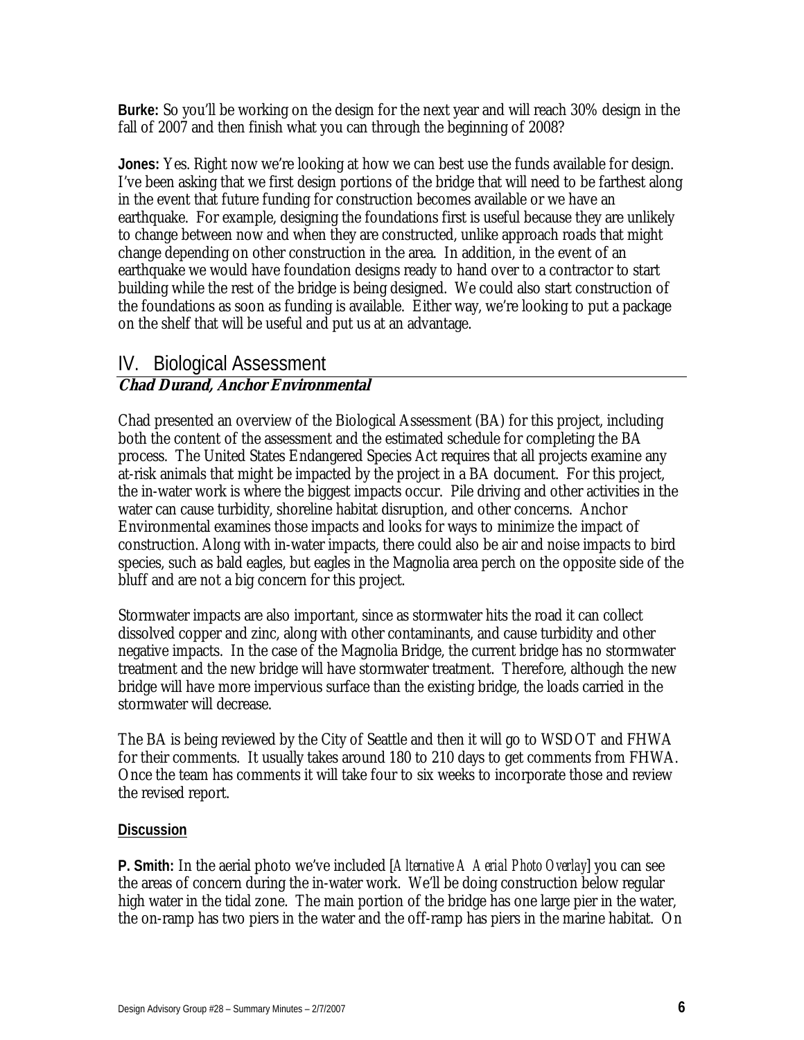**Burke:** So you'll be working on the design for the next year and will reach 30% design in the fall of 2007 and then finish what you can through the beginning of 2008?

**Jones:** Yes. Right now we're looking at how we can best use the funds available for design. I've been asking that we first design portions of the bridge that will need to be farthest along in the event that future funding for construction becomes available or we have an earthquake. For example, designing the foundations first is useful because they are unlikely to change between now and when they are constructed, unlike approach roads that might change depending on other construction in the area. In addition, in the event of an earthquake we would have foundation designs ready to hand over to a contractor to start building while the rest of the bridge is being designed. We could also start construction of the foundations as soon as funding is available. Either way, we're looking to put a package on the shelf that will be useful and put us at an advantage.

## IV. Biological Assessment

***Chad Durand, Anchor Environmental***

Chad presented an overview of the Biological Assessment (BA) for this project, including both the content of the assessment and the estimated schedule for completing the BA process. The United States Endangered Species Act requires that all projects examine any at-risk animals that might be impacted by the project in a BA document. For this project, the in-water work is where the biggest impacts occur. Pile driving and other activities in the water can cause turbidity, shoreline habitat disruption, and other concerns. Anchor Environmental examines those impacts and looks for ways to minimize the impact of construction. Along with in-water impacts, there could also be air and noise impacts to bird species, such as bald eagles, but eagles in the Magnolia area perch on the opposite side of the bluff and are not a big concern for this project.

Stormwater impacts are also important, since as stormwater hits the road it can collect dissolved copper and zinc, along with other contaminants, and cause turbidity and other negative impacts. In the case of the Magnolia Bridge, the current bridge has no stormwater treatment and the new bridge will have stormwater treatment. Therefore, although the new bridge will have more impervious surface than the existing bridge, the loads carried in the stormwater will decrease.

The BA is being reviewed by the City of Seattle and then it will go to WSDOT and FHWA for their comments. It usually takes around 180 to 210 days to get comments from FHWA. Once the team has comments it will take four to six weeks to incorporate those and review the revised report.

**Discussion**

**P. Smith:** In the aerial photo we've included [*Alternative A Aerial Photo Overlay*] you can see the areas of concern during the in-water work. We'll be doing construction below regular high water in the tidal zone. The main portion of the bridge has one large pier in the water, the on-ramp has two piers in the water and the off-ramp has piers in the marine habitat. On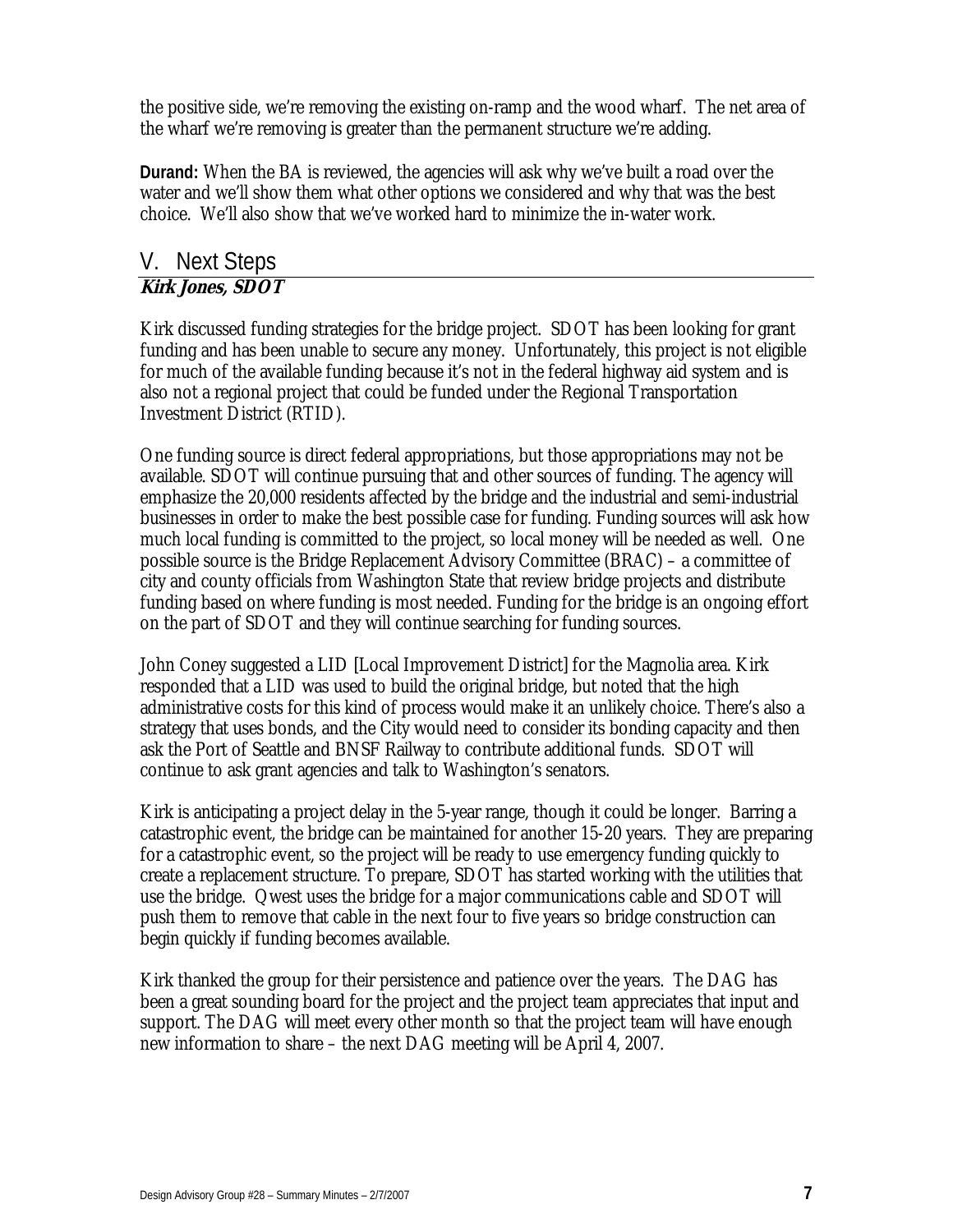the positive side, we're removing the existing on-ramp and the wood wharf. The net area of the wharf we're removing is greater than the permanent structure we're adding.

**Durand:** When the BA is reviewed, the agencies will ask why we've built a road over the water and we'll show them what other options we considered and why that was the best choice. We'll also show that we've worked hard to minimize the in-water work.

## V. Next Steps

***Kirk Jones, SDOT***

Kirk discussed funding strategies for the bridge project. SDOT has been looking for grant funding and has been unable to secure any money. Unfortunately, this project is not eligible for much of the available funding because it's not in the federal highway aid system and is also not a regional project that could be funded under the Regional Transportation Investment District (RTID).

One funding source is direct federal appropriations, but those appropriations may not be available. SDOT will continue pursuing that and other sources of funding. The agency will emphasize the 20,000 residents affected by the bridge and the industrial and semi-industrial businesses in order to make the best possible case for funding. Funding sources will ask how much local funding is committed to the project, so local money will be needed as well. One possible source is the Bridge Replacement Advisory Committee (BRAC) – a committee of city and county officials from Washington State that review bridge projects and distribute funding based on where funding is most needed. Funding for the bridge is an ongoing effort on the part of SDOT and they will continue searching for funding sources.

John Coney suggested a LID [Local Improvement District] for the Magnolia area. Kirk responded that a LID was used to build the original bridge, but noted that the high administrative costs for this kind of process would make it an unlikely choice. There's also a strategy that uses bonds, and the City would need to consider its bonding capacity and then ask the Port of Seattle and BNSF Railway to contribute additional funds. SDOT will continue to ask grant agencies and talk to Washington's senators.

Kirk is anticipating a project delay in the 5-year range, though it could be longer. Barring a catastrophic event, the bridge can be maintained for another 15-20 years. They are preparing for a catastrophic event, so the project will be ready to use emergency funding quickly to create a replacement structure. To prepare, SDOT has started working with the utilities that use the bridge. Qwest uses the bridge for a major communications cable and SDOT will push them to remove that cable in the next four to five years so bridge construction can begin quickly if funding becomes available.

Kirk thanked the group for their persistence and patience over the years. The DAG has been a great sounding board for the project and the project team appreciates that input and support. The DAG will meet every other month so that the project team will have enough new information to share – the next DAG meeting will be April 4, 2007.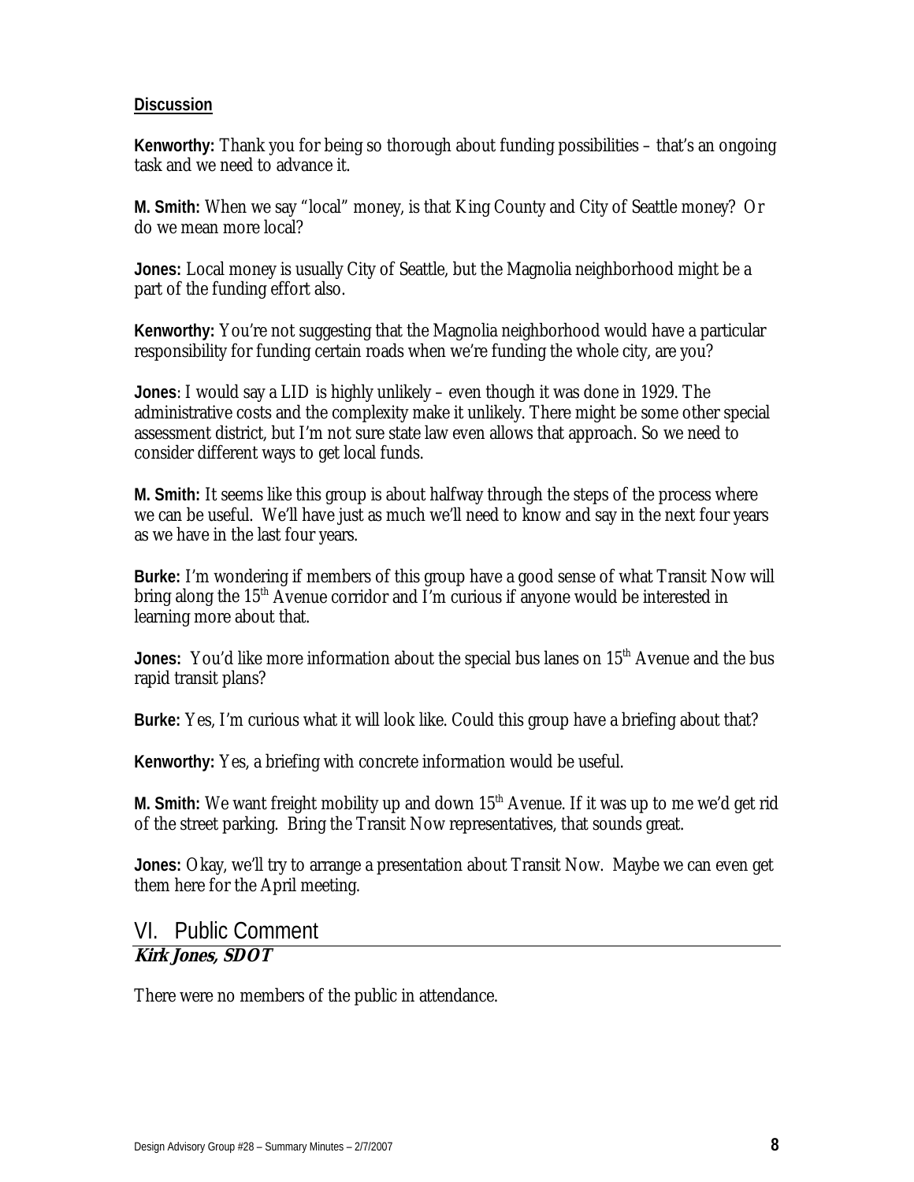**Discussion**

**Kenworthy:** Thank you for being so thorough about funding possibilities – that's an ongoing task and we need to advance it.

**M. Smith:** When we say "local" money, is that King County and City of Seattle money? Or do we mean more local?

**Jones:** Local money is usually City of Seattle, but the Magnolia neighborhood might be a part of the funding effort also.

**Kenworthy:** You're not suggesting that the Magnolia neighborhood would have a particular responsibility for funding certain roads when we're funding the whole city, are you?

**Jones**: I would say a LID is highly unlikely – even though it was done in 1929. The administrative costs and the complexity make it unlikely. There might be some other special assessment district, but I'm not sure state law even allows that approach. So we need to consider different ways to get local funds.

**M. Smith:** It seems like this group is about halfway through the steps of the process where we can be useful. We'll have just as much we'll need to know and say in the next four years as we have in the last four years.

**Burke:** I'm wondering if members of this group have a good sense of what Transit Now will bring along the 15th Avenue corridor and I'm curious if anyone would be interested in learning more about that.

**Jones:** You'd like more information about the special bus lanes on 15th Avenue and the bus rapid transit plans?

**Burke:** Yes, I'm curious what it will look like. Could this group have a briefing about that?

**Kenworthy:** Yes, a briefing with concrete information would be useful.

**M. Smith:** We want freight mobility up and down 15th Avenue. If it was up to me we'd get rid of the street parking. Bring the Transit Now representatives, that sounds great.

**Jones:** Okay, we'll try to arrange a presentation about Transit Now. Maybe we can even get them here for the April meeting.

## VI. Public Comment

***Kirk Jones, SDOT***

There were no members of the public in attendance.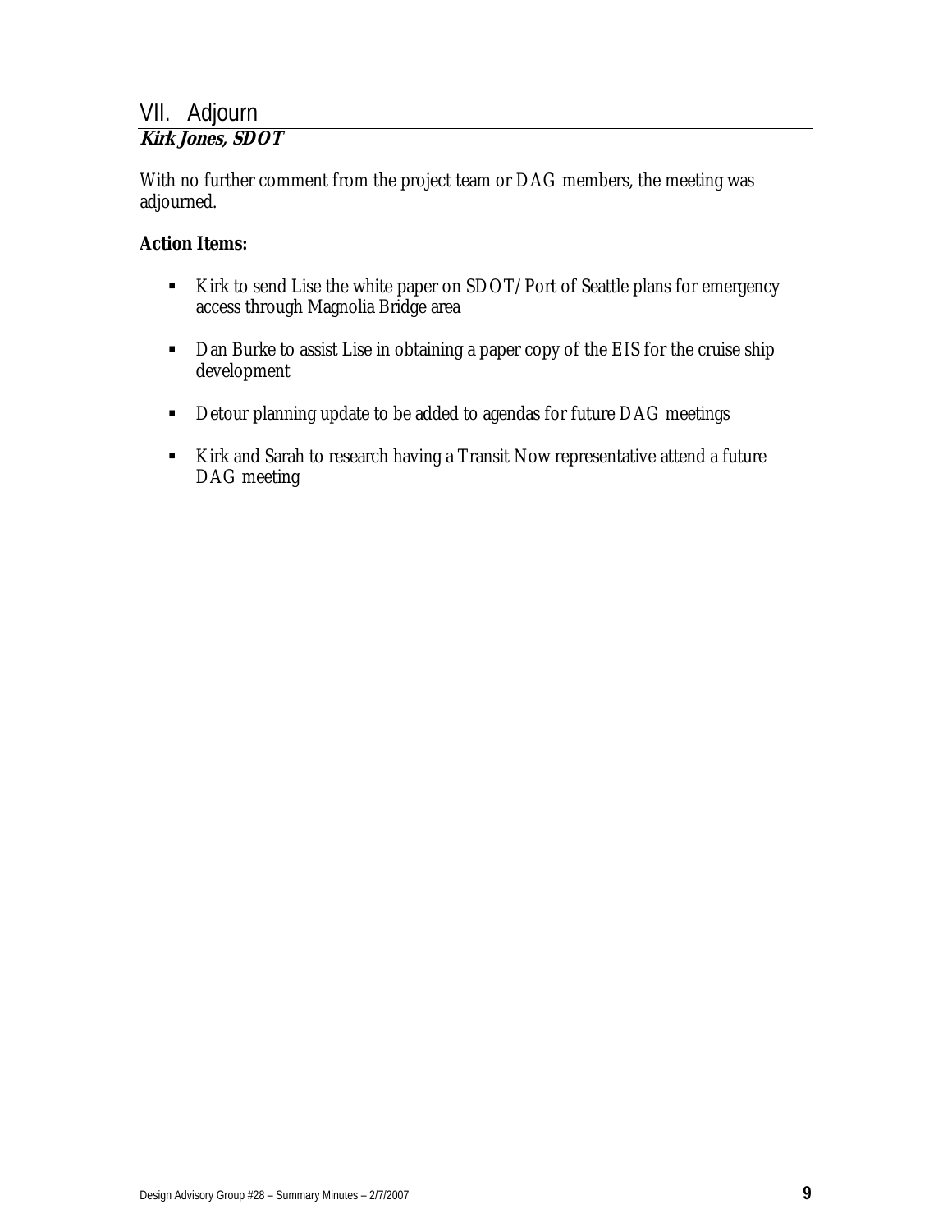## VII. Adjourn

***Kirk Jones, SDOT***

With no further comment from the project team or DAG members, the meeting was adjourned.

**Action Items:**

- Kirk to send Lise the white paper on SDOT/Port of Seattle plans for emergency access through Magnolia Bridge area
- Dan Burke to assist Lise in obtaining a paper copy of the EIS for the cruise ship development
- Detour planning update to be added to agendas for future DAG meetings
- Kirk and Sarah to research having a Transit Now representative attend a future DAG meeting